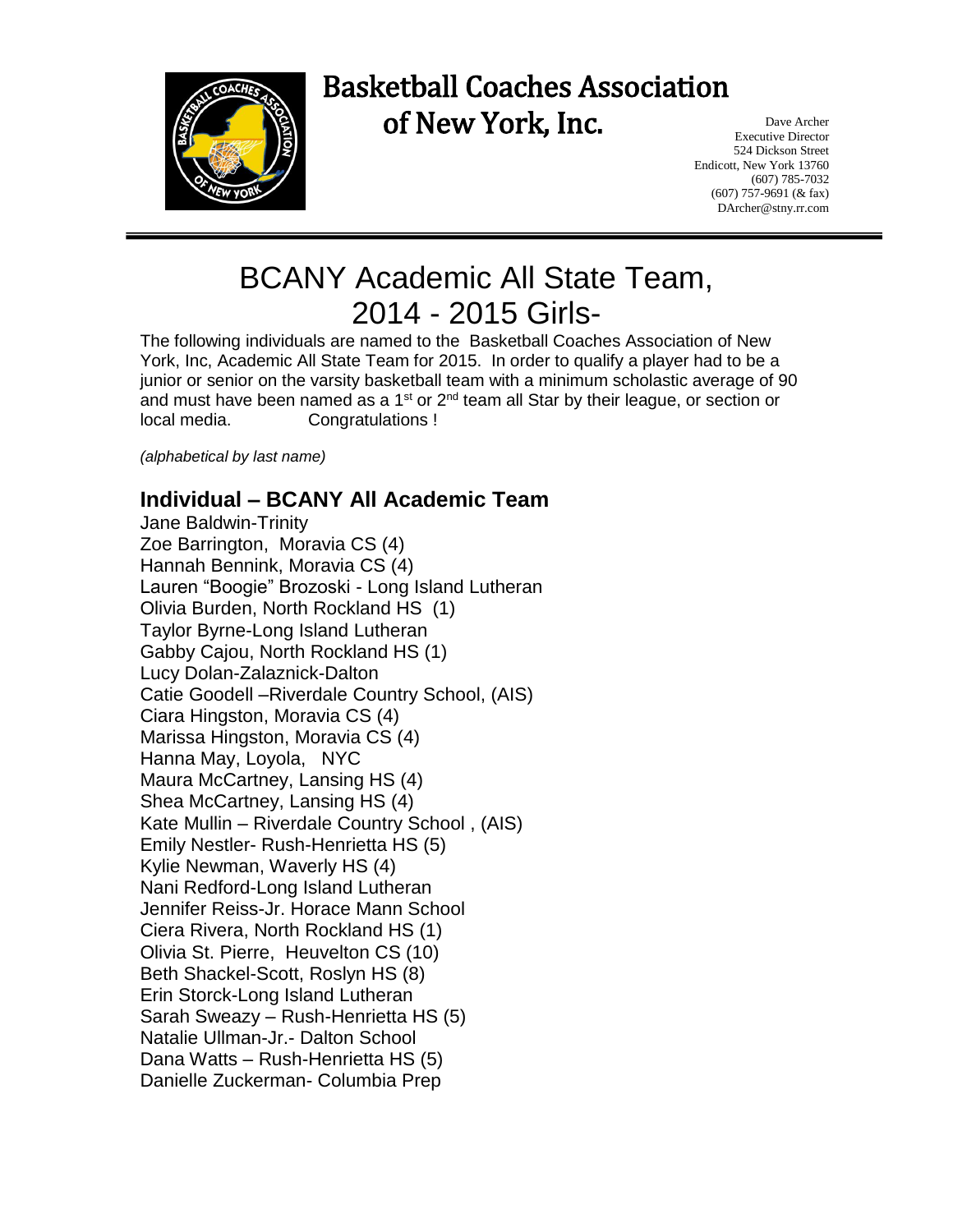# Basketball Coaches Association of New York, Inc.

Dave Archer
Executive Director
524 Dickson Street
Endicott, New York 13760
(607) 785-7032
(607) 757-9691 (& fax)
DArcher@stny.rr.com

---

# BCANY Academic All State Team, 2014 - 2015 Girls-

The following individuals are named to the Basketball Coaches Association of New York, Inc, Academic All State Team for 2015. In order to qualify a player had to be a junior or senior on the varsity basketball team with a minimum scholastic average of 90 and must have been named as a 1st or 2nd team all Star by their league, or section or local media. Congratulations !

*(alphabetical by last name)*

## Individual – BCANY All Academic Team

Jane Baldwin-Trinity
Zoe Barrington, Moravia CS (4)
Hannah Bennink, Moravia CS (4)
Lauren "Boogie" Brozoski - Long Island Lutheran
Olivia Burden, North Rockland HS (1)
Taylor Byrne-Long Island Lutheran
Gabby Cajou, North Rockland HS (1)
Lucy Dolan-Zalaznick-Dalton
Catie Goodell –Riverdale Country School, (AIS)
Ciara Hingston, Moravia CS (4)
Marissa Hingston, Moravia CS (4)
Hanna May, Loyola, NYC
Maura McCartney, Lansing HS (4)
Shea McCartney, Lansing HS (4)
Kate Mullin – Riverdale Country School , (AIS)
Emily Nestler- Rush-Henrietta HS (5)
Kylie Newman, Waverly HS (4)
Nani Redford-Long Island Lutheran
Jennifer Reiss-Jr. Horace Mann School
Ciera Rivera, North Rockland HS (1)
Olivia St. Pierre, Heuvelton CS (10)
Beth Shackel-Scott, Roslyn HS (8)
Erin Storck-Long Island Lutheran
Sarah Sweazy – Rush-Henrietta HS (5)
Natalie Ullman-Jr.- Dalton School
Dana Watts – Rush-Henrietta HS (5)
Danielle Zuckerman- Columbia Prep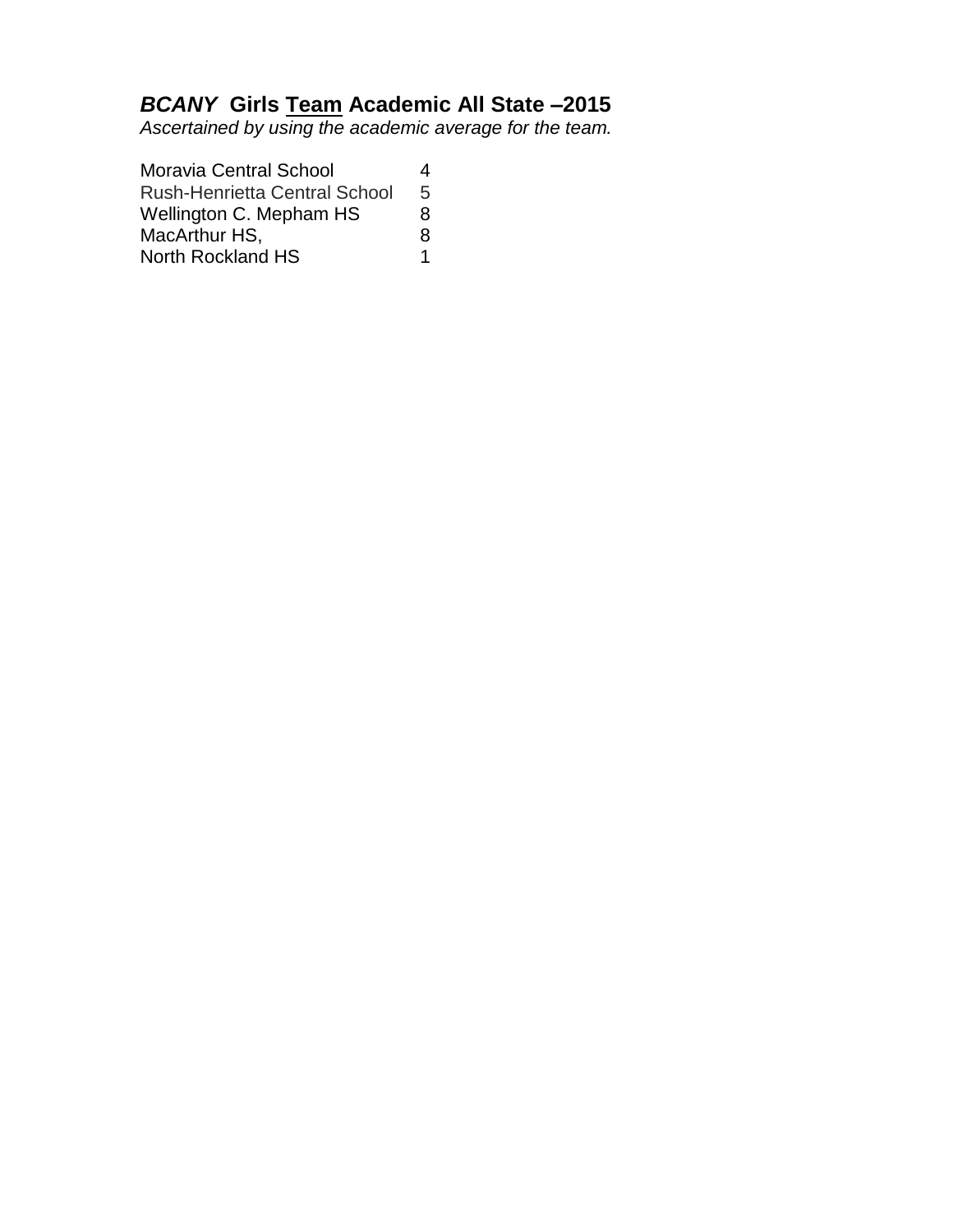## ***BCANY*** **Girls Team Academic All State –2015**

*Ascertained by using the academic average for the team.*

| | |
|---|---|
| Moravia Central School | 4 |
| Rush-Henrietta Central School | 5 |
| Wellington C. Mepham HS | 8 |
| MacArthur HS, | 8 |
| North Rockland HS | 1 |